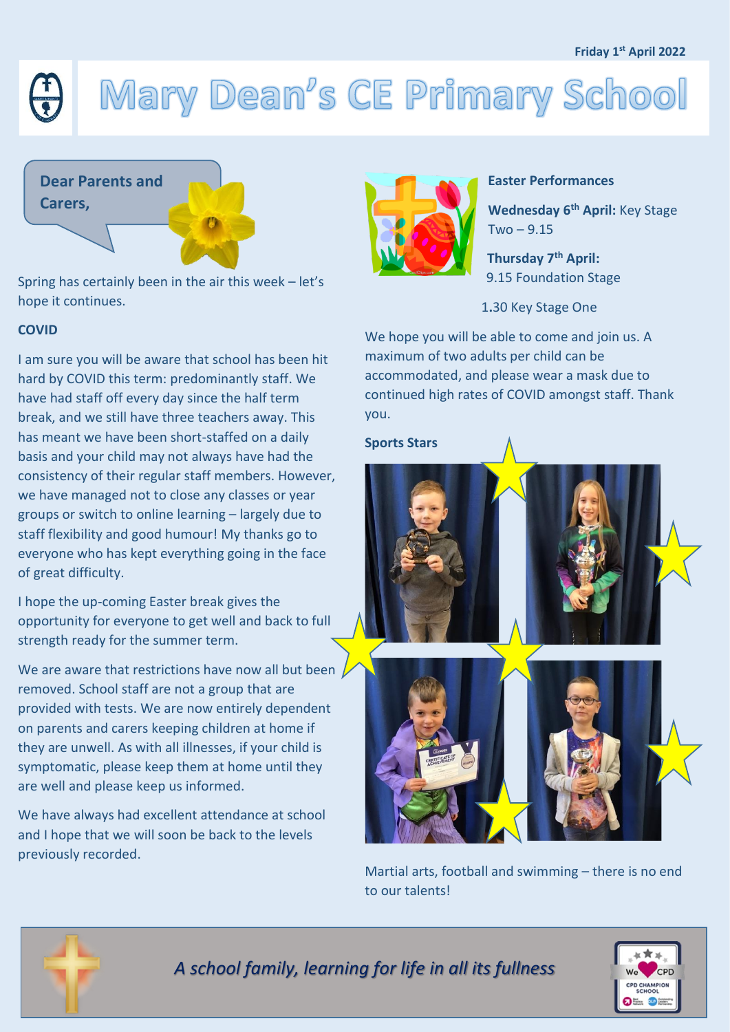Friday 1st April 2022

# Mary Dean's CE Primary School

**Dear Parents and Carers,**

Spring has certainly been in the air this week – let's hope it continues.

**COVID**

I am sure you will be aware that school has been hit hard by COVID this term: predominantly staff. We have had staff off every day since the half term break, and we still have three teachers away. This has meant we have been short-staffed on a daily basis and your child may not always have had the consistency of their regular staff members. However, we have managed not to close any classes or year groups or switch to online learning – largely due to staff flexibility and good humour! My thanks go to everyone who has kept everything going in the face of great difficulty.

I hope the up-coming Easter break gives the opportunity for everyone to get well and back to full strength ready for the summer term.

We are aware that restrictions have now all but been removed. School staff are not a group that are provided with tests. We are now entirely dependent on parents and carers keeping children at home if they are unwell. As with all illnesses, if your child is symptomatic, please keep them at home until they are well and please keep us informed.

We have always had excellent attendance at school and I hope that we will soon be back to the levels previously recorded.

**Easter Performances**

**Wednesday 6th April:** Key Stage Two – 9.15

**Thursday 7th April:** 9.15 Foundation Stage

1.30 Key Stage One

We hope you will be able to come and join us. A maximum of two adults per child can be accommodated, and please wear a mask due to continued high rates of COVID amongst staff. Thank you.

**Sports Stars**

Martial arts, football and swimming – there is no end to our talents!

*A school family, learning for life in all its fullness*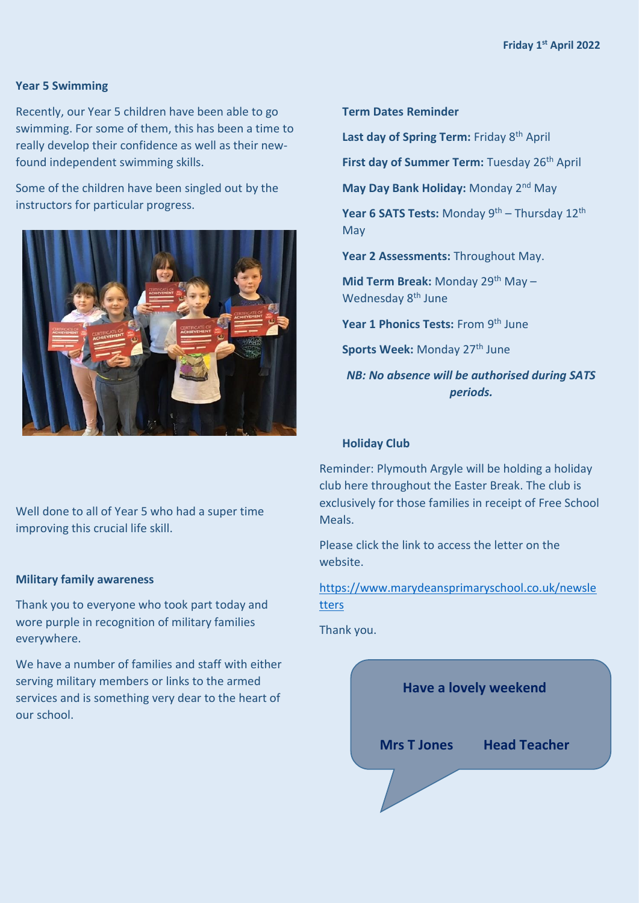Friday 1st April 2022

**Year 5 Swimming**

Recently, our Year 5 children have been able to go swimming. For some of them, this has been a time to really develop their confidence as well as their new-found independent swimming skills.

Some of the children have been singled out by the instructors for particular progress.

Well done to all of Year 5 who had a super time improving this crucial life skill.

**Military family awareness**

Thank you to everyone who took part today and wore purple in recognition of military families everywhere.

We have a number of families and staff with either serving military members or links to the armed services and is something very dear to the heart of our school.

**Term Dates Reminder**

**Last day of Spring Term:** Friday 8th April

**First day of Summer Term:** Tuesday 26th April

**May Day Bank Holiday:** Monday 2nd May

**Year 6 SATS Tests:** Monday 9th – Thursday 12th May

**Year 2 Assessments:** Throughout May.

**Mid Term Break:** Monday 29th May – Wednesday 8th June

**Year 1 Phonics Tests:** From 9th June

**Sports Week:** Monday 27th June

***NB: No absence will be authorised during SATS periods.***

**Holiday Club**

Reminder: Plymouth Argyle will be holding a holiday club here throughout the Easter Break. The club is exclusively for those families in receipt of Free School Meals.

Please click the link to access the letter on the website.

https://www.marydeansprimaryschool.co.uk/newsletters

Thank you.

**Have a lovely weekend**

**Mrs T Jones Head Teacher**